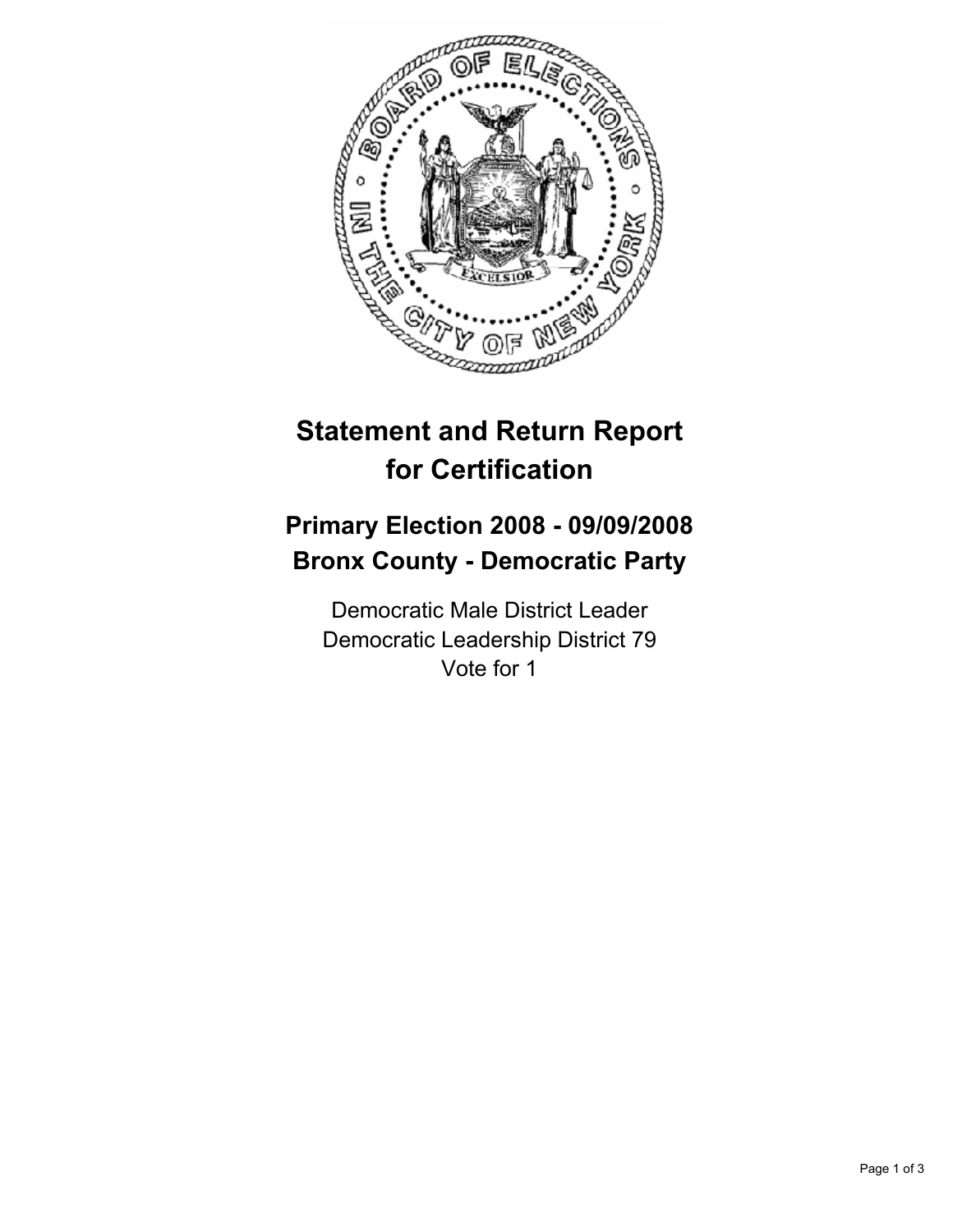# Statement and Return Report for Certification

## Primary Election 2008 - 09/09/2008
## Bronx County - Democratic Party

Democratic Male District Leader
Democratic Leadership District 79
Vote for 1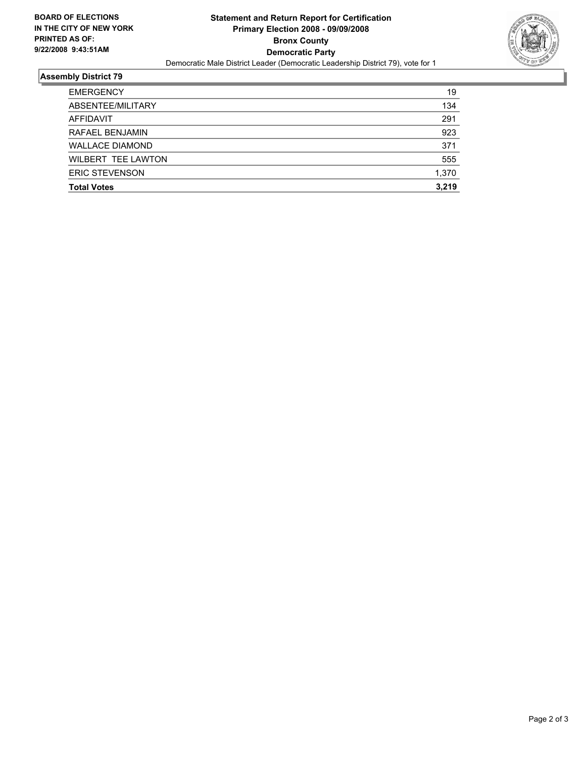**BOARD OF ELECTIONS**
**IN THE CITY OF NEW YORK**
**PRINTED AS OF:**
**9/22/2008 9:43:51AM**

# Statement and Return Report for Certification
## Primary Election 2008 - 09/09/2008
## Bronx County
## Democratic Party

Democratic Male District Leader (Democratic Leadership District 79), vote for 1

### Assembly District 79

| | |
|---|---|
| EMERGENCY | 19 |
| ABSENTEE/MILITARY | 134 |
| AFFIDAVIT | 291 |
| RAFAEL BENJAMIN | 923 |
| WALLACE DIAMOND | 371 |
| WILBERT TEE LAWTON | 555 |
| ERIC STEVENSON | 1,370 |
| **Total Votes** | **3,219** |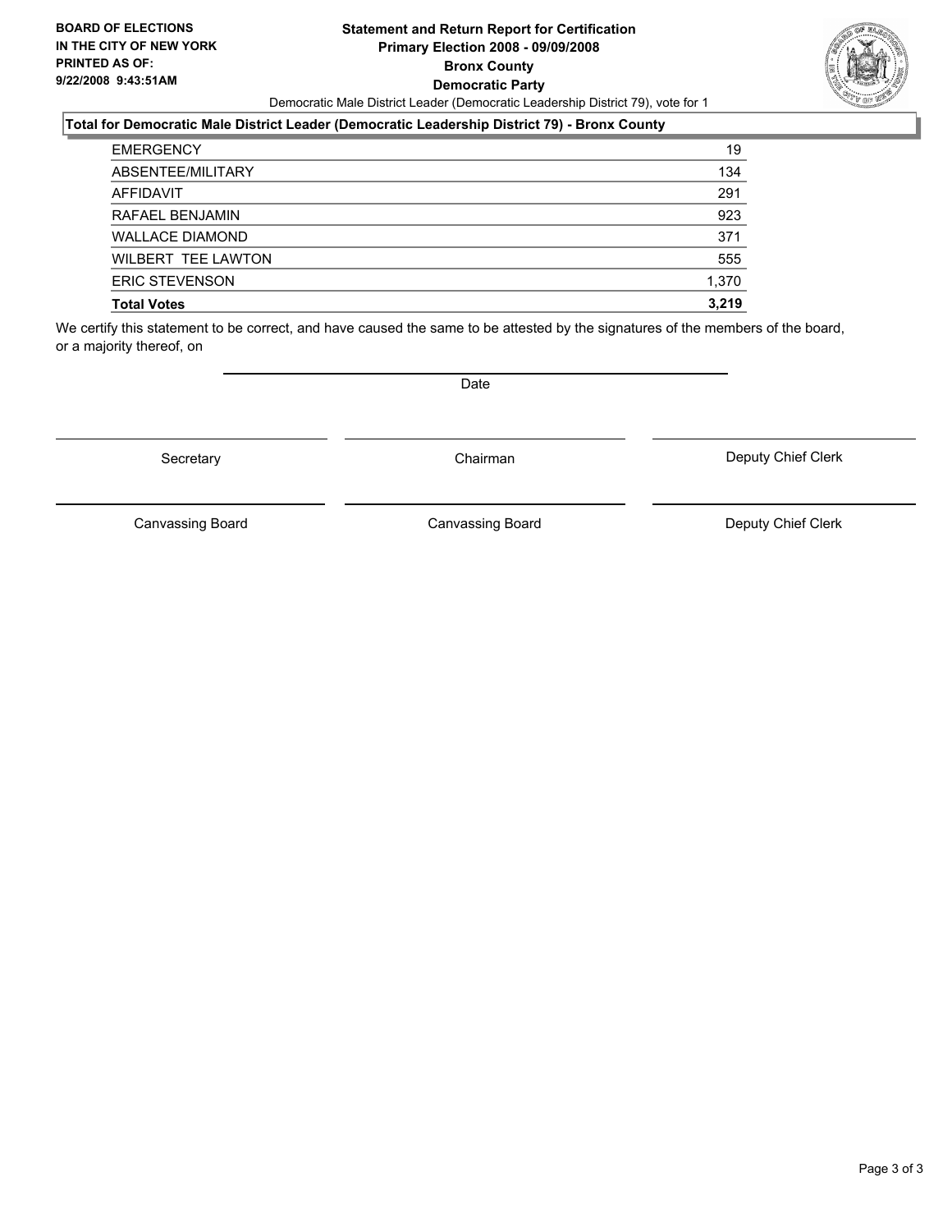**BOARD OF ELECTIONS IN THE CITY OF NEW YORK PRINTED AS OF: 9/22/2008 9:43:51AM**

**Statement and Return Report for Certification**
**Primary Election 2008 - 09/09/2008**
**Bronx County**
**Democratic Party**

Democratic Male District Leader (Democratic Leadership District 79), vote for 1

**Total for Democratic Male District Leader (Democratic Leadership District 79) - Bronx County**

| | |
|---|---|
| EMERGENCY | 19 |
| ABSENTEE/MILITARY | 134 |
| AFFIDAVIT | 291 |
| RAFAEL BENJAMIN | 923 |
| WALLACE DIAMOND | 371 |
| WILBERT TEE LAWTON | 555 |
| ERIC STEVENSON | 1,370 |
| **Total Votes** | **3,219** |

We certify this statement to be correct, and have caused the same to be attested by the signatures of the members of the board, or a majority thereof, on

Date

Secretary

Chairman

Deputy Chief Clerk

Canvassing Board

Canvassing Board

Deputy Chief Clerk